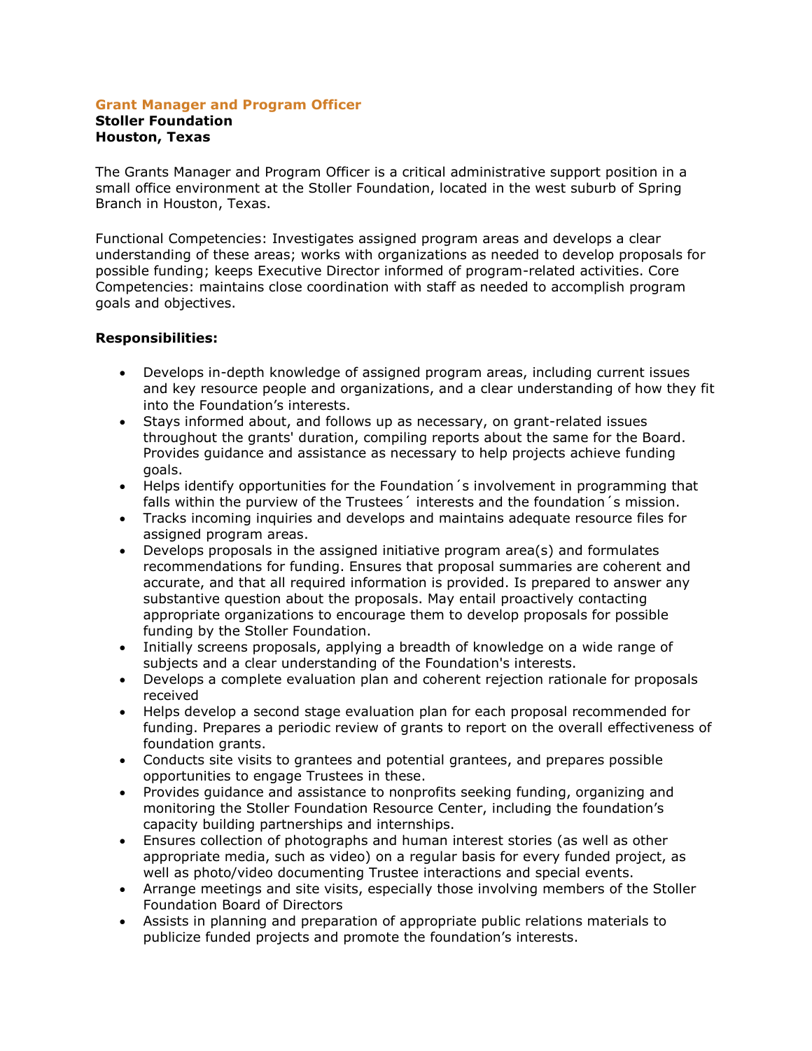**Grant Manager and Program Officer**
**Stoller Foundation**
**Houston, Texas**

The Grants Manager and Program Officer is a critical administrative support position in a small office environment at the Stoller Foundation, located in the west suburb of Spring Branch in Houston, Texas.

Functional Competencies: Investigates assigned program areas and develops a clear understanding of these areas; works with organizations as needed to develop proposals for possible funding; keeps Executive Director informed of program-related activities. Core Competencies: maintains close coordination with staff as needed to accomplish program goals and objectives.

**Responsibilities:**

- Develops in-depth knowledge of assigned program areas, including current issues and key resource people and organizations, and a clear understanding of how they fit into the Foundation's interests.
- Stays informed about, and follows up as necessary, on grant-related issues throughout the grants' duration, compiling reports about the same for the Board. Provides guidance and assistance as necessary to help projects achieve funding goals.
- Helps identify opportunities for the Foundation´s involvement in programming that falls within the purview of the Trustees´ interests and the foundation´s mission.
- Tracks incoming inquiries and develops and maintains adequate resource files for assigned program areas.
- Develops proposals in the assigned initiative program area(s) and formulates recommendations for funding. Ensures that proposal summaries are coherent and accurate, and that all required information is provided. Is prepared to answer any substantive question about the proposals. May entail proactively contacting appropriate organizations to encourage them to develop proposals for possible funding by the Stoller Foundation.
- Initially screens proposals, applying a breadth of knowledge on a wide range of subjects and a clear understanding of the Foundation's interests.
- Develops a complete evaluation plan and coherent rejection rationale for proposals received
- Helps develop a second stage evaluation plan for each proposal recommended for funding. Prepares a periodic review of grants to report on the overall effectiveness of foundation grants.
- Conducts site visits to grantees and potential grantees, and prepares possible opportunities to engage Trustees in these.
- Provides guidance and assistance to nonprofits seeking funding, organizing and monitoring the Stoller Foundation Resource Center, including the foundation's capacity building partnerships and internships.
- Ensures collection of photographs and human interest stories (as well as other appropriate media, such as video) on a regular basis for every funded project, as well as photo/video documenting Trustee interactions and special events.
- Arrange meetings and site visits, especially those involving members of the Stoller Foundation Board of Directors
- Assists in planning and preparation of appropriate public relations materials to publicize funded projects and promote the foundation's interests.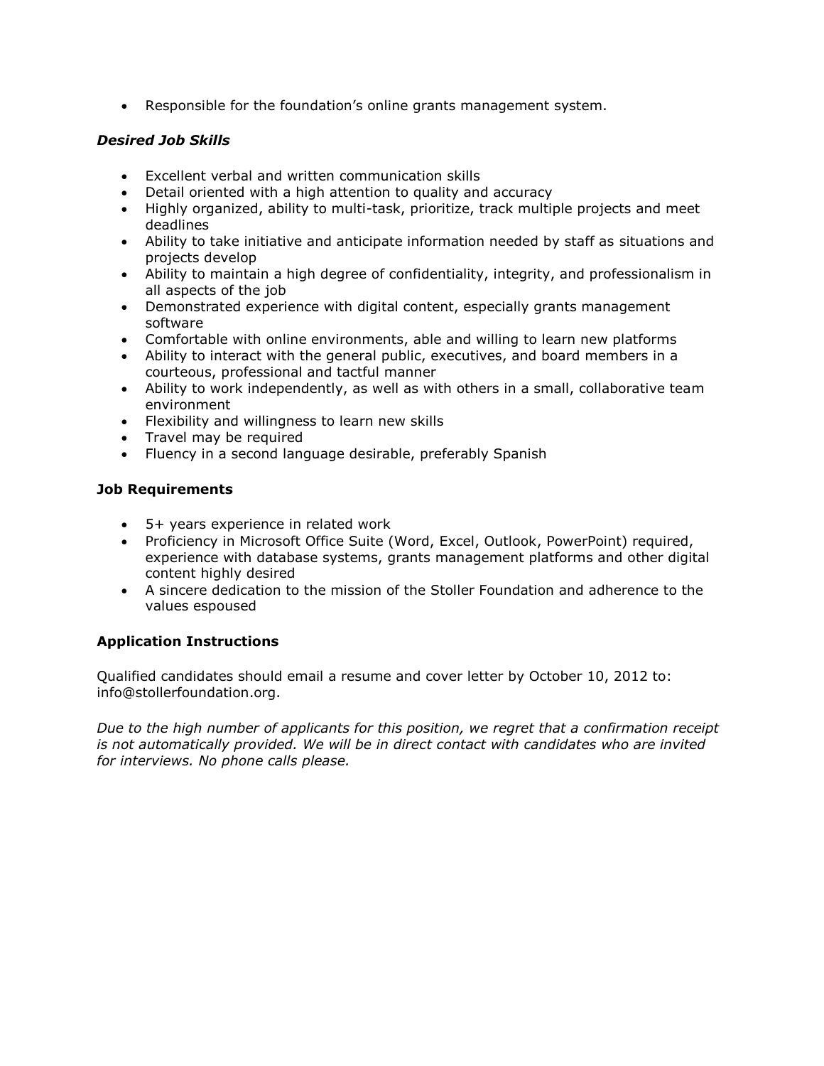- Responsible for the foundation's online grants management system.

***Desired Job Skills***

- Excellent verbal and written communication skills
- Detail oriented with a high attention to quality and accuracy
- Highly organized, ability to multi-task, prioritize, track multiple projects and meet deadlines
- Ability to take initiative and anticipate information needed by staff as situations and projects develop
- Ability to maintain a high degree of confidentiality, integrity, and professionalism in all aspects of the job
- Demonstrated experience with digital content, especially grants management software
- Comfortable with online environments, able and willing to learn new platforms
- Ability to interact with the general public, executives, and board members in a courteous, professional and tactful manner
- Ability to work independently, as well as with others in a small, collaborative team environment
- Flexibility and willingness to learn new skills
- Travel may be required
- Fluency in a second language desirable, preferably Spanish

**Job Requirements**

- 5+ years experience in related work
- Proficiency in Microsoft Office Suite (Word, Excel, Outlook, PowerPoint) required, experience with database systems, grants management platforms and other digital content highly desired
- A sincere dedication to the mission of the Stoller Foundation and adherence to the values espoused

**Application Instructions**

Qualified candidates should email a resume and cover letter by October 10, 2012 to: info@stollerfoundation.org.

*Due to the high number of applicants for this position, we regret that a confirmation receipt is not automatically provided. We will be in direct contact with candidates who are invited for interviews. No phone calls please.*